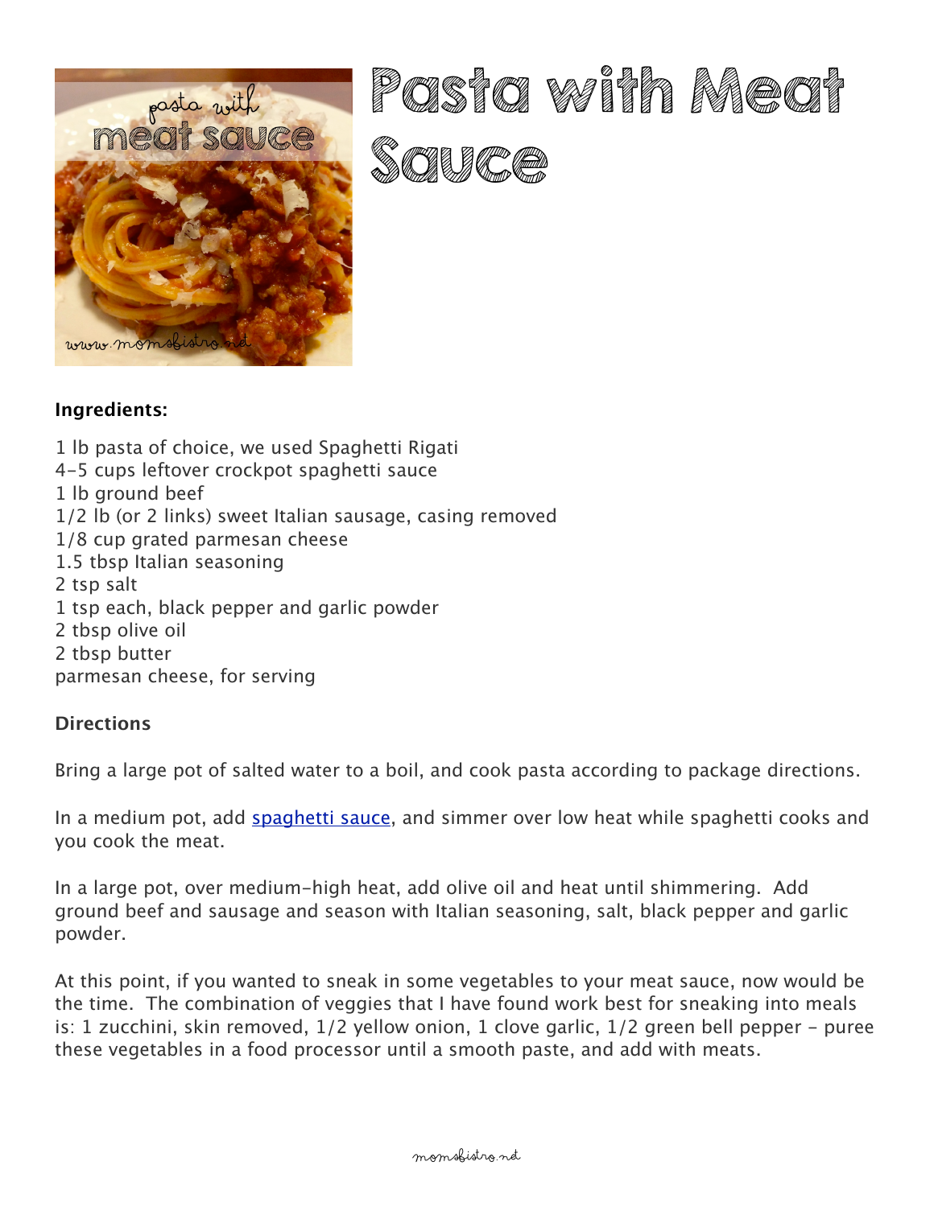# Pasta with Meat Sauce

**Ingredients:**

1 lb pasta of choice, we used Spaghetti Rigati
4-5 cups leftover crockpot spaghetti sauce
1 lb ground beef
1/2 lb (or 2 links) sweet Italian sausage, casing removed
1/8 cup grated parmesan cheese
1.5 tbsp Italian seasoning
2 tsp salt
1 tsp each, black pepper and garlic powder
2 tbsp olive oil
2 tbsp butter
parmesan cheese, for serving

**Directions**

Bring a large pot of salted water to a boil, and cook pasta according to package directions.

In a medium pot, add spaghetti sauce, and simmer over low heat while spaghetti cooks and you cook the meat.

In a large pot, over medium-high heat, add olive oil and heat until shimmering. Add ground beef and sausage and season with Italian seasoning, salt, black pepper and garlic powder.

At this point, if you wanted to sneak in some vegetables to your meat sauce, now would be the time. The combination of veggies that I have found work best for sneaking into meals is: 1 zucchini, skin removed, 1/2 yellow onion, 1 clove garlic, 1/2 green bell pepper - puree these vegetables in a food processor until a smooth paste, and add with meats.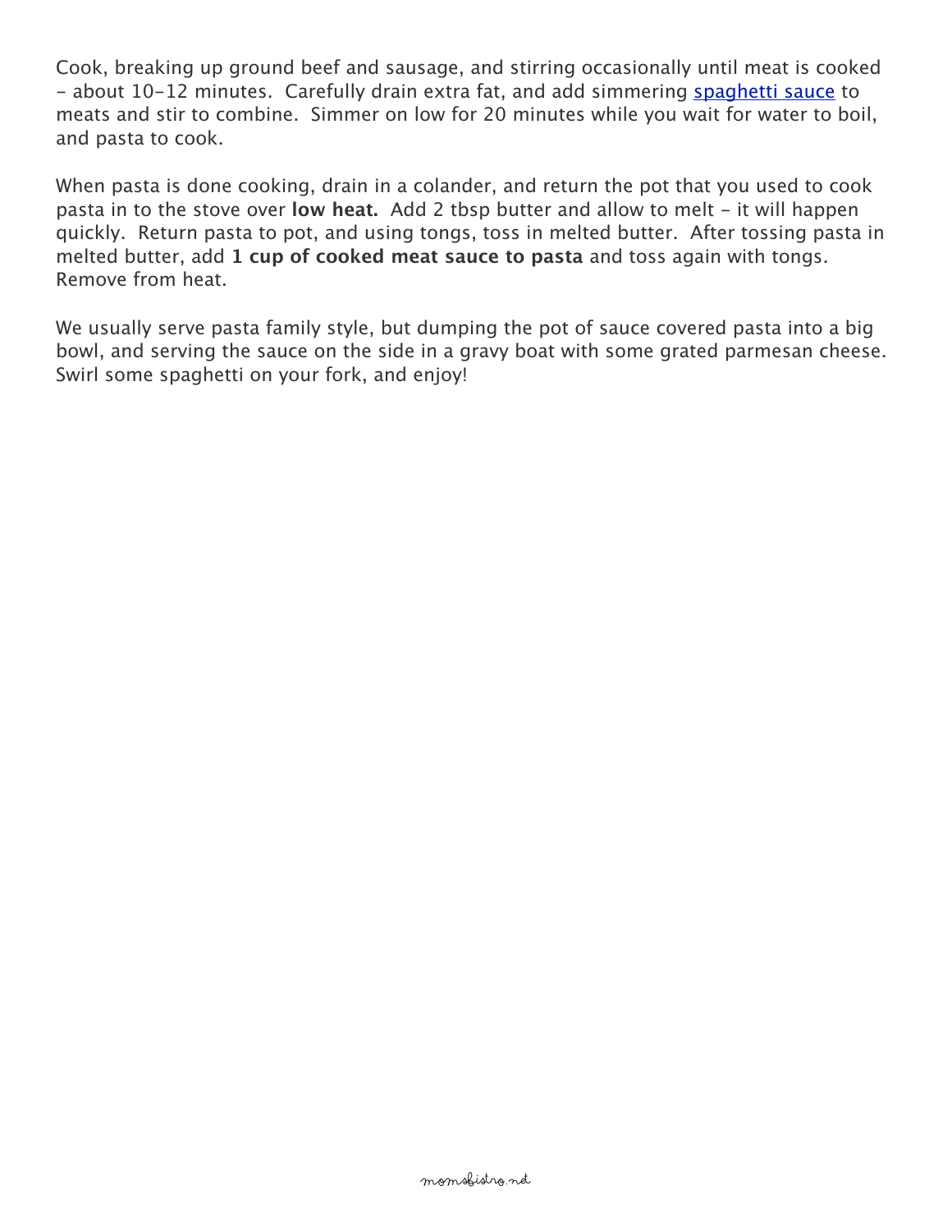Cook, breaking up ground beef and sausage, and stirring occasionally until meat is cooked - about 10-12 minutes. Carefully drain extra fat, and add simmering spaghetti sauce to meats and stir to combine. Simmer on low for 20 minutes while you wait for water to boil, and pasta to cook.

When pasta is done cooking, drain in a colander, and return the pot that you used to cook pasta in to the stove over **low heat.** Add 2 tbsp butter and allow to melt - it will happen quickly. Return pasta to pot, and using tongs, toss in melted butter. After tossing pasta in melted butter, add **1 cup of cooked meat sauce to pasta** and toss again with tongs. Remove from heat.

We usually serve pasta family style, but dumping the pot of sauce covered pasta into a big bowl, and serving the sauce on the side in a gravy boat with some grated parmesan cheese. Swirl some spaghetti on your fork, and enjoy!